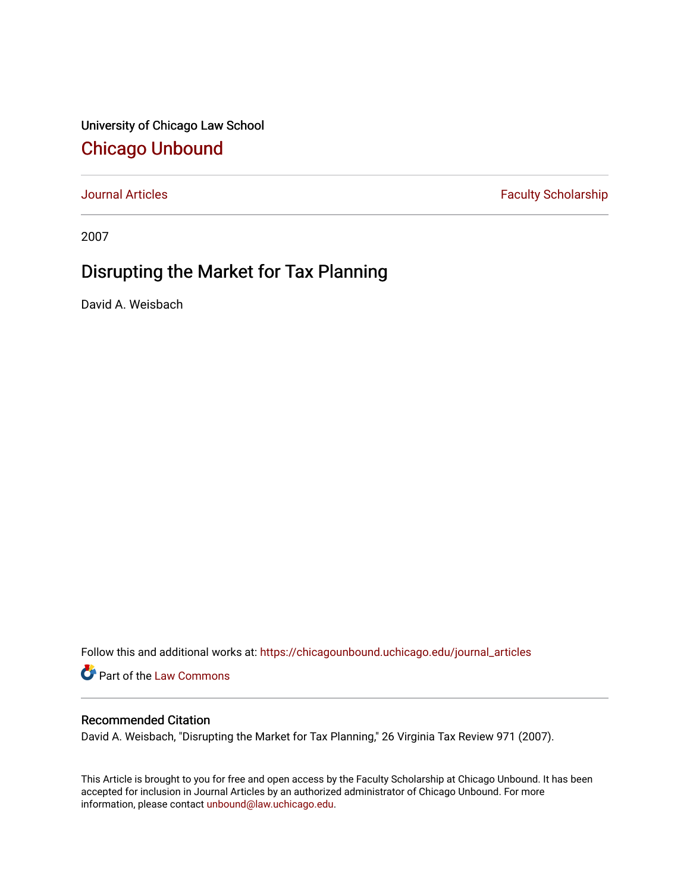University of Chicago Law School

## Chicago Unbound

Journal Articles | Faculty Scholarship

2007

# Disrupting the Market for Tax Planning

David A. Weisbach

Follow this and additional works at: https://chicagounbound.uchicago.edu/journal_articles

Part of the Law Commons

### Recommended Citation

David A. Weisbach, "Disrupting the Market for Tax Planning," 26 Virginia Tax Review 971 (2007).

This Article is brought to you for free and open access by the Faculty Scholarship at Chicago Unbound. It has been accepted for inclusion in Journal Articles by an authorized administrator of Chicago Unbound. For more information, please contact unbound@law.uchicago.edu.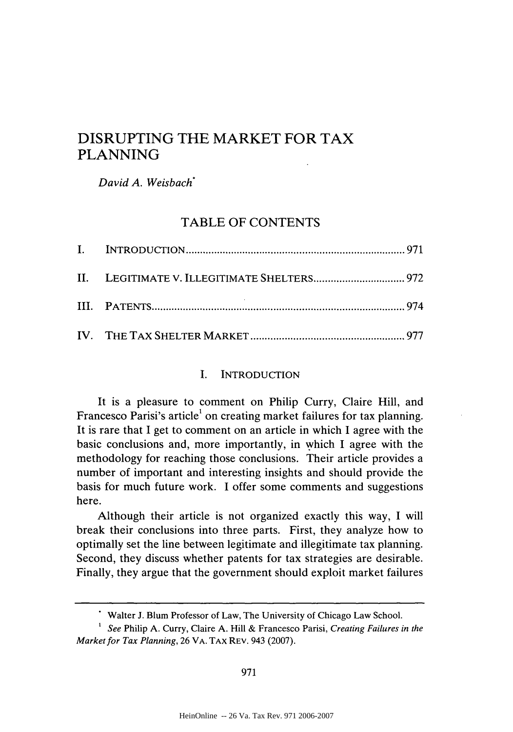# DISRUPTING THE MARKET FOR TAX PLANNING

*David A. Weisbach*[*]

## TABLE OF CONTENTS

I. INTRODUCTION ............................................................................ 971

II. LEGITIMATE V. ILLEGITIMATE SHELTERS ................................ 972

III. PATENTS ........................................................................................ 974

IV. THE TAX SHELTER MARKET ...................................................... 977

## I. INTRODUCTION

It is a pleasure to comment on Philip Curry, Claire Hill, and Francesco Parisi's article[1] on creating market failures for tax planning. It is rare that I get to comment on an article in which I agree with the basic conclusions and, more importantly, in which I agree with the methodology for reaching those conclusions. Their article provides a number of important and interesting insights and should provide the basis for much future work. I offer some comments and suggestions here.

Although their article is not organized exactly this way, I will break their conclusions into three parts. First, they analyze how to optimally set the line between legitimate and illegitimate tax planning. Second, they discuss whether patents for tax strategies are desirable. Finally, they argue that the government should exploit market failures

---

[*] Walter J. Blum Professor of Law, The University of Chicago Law School.

[1] *See* Philip A. Curry, Claire A. Hill & Francesco Parisi, *Creating Failures in the Market for Tax Planning*, 26 VA. TAX REV. 943 (2007).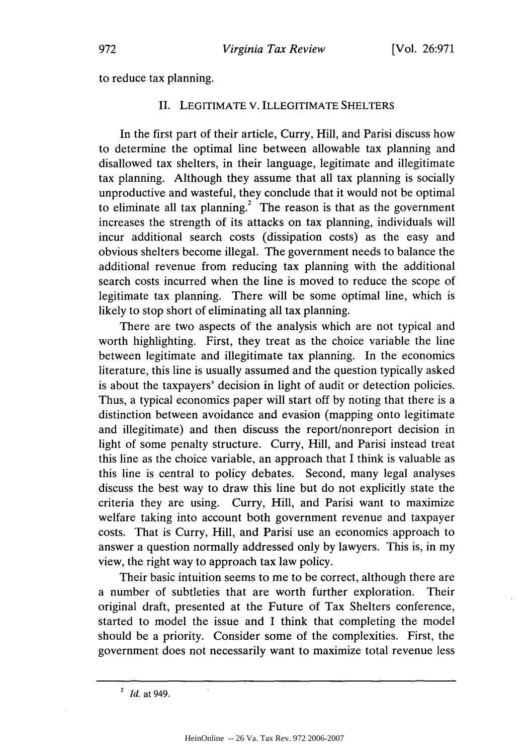to reduce tax planning.

## II. LEGITIMATE V. ILLEGITIMATE SHELTERS

In the first part of their article, Curry, Hill, and Parisi discuss how to determine the optimal line between allowable tax planning and disallowed tax shelters, in their language, legitimate and illegitimate tax planning. Although they assume that all tax planning is socially unproductive and wasteful, they conclude that it would not be optimal to eliminate all tax planning.[2] The reason is that as the government increases the strength of its attacks on tax planning, individuals will incur additional search costs (dissipation costs) as the easy and obvious shelters become illegal. The government needs to balance the additional revenue from reducing tax planning with the additional search costs incurred when the line is moved to reduce the scope of legitimate tax planning. There will be some optimal line, which is likely to stop short of eliminating all tax planning.

There are two aspects of the analysis which are not typical and worth highlighting. First, they treat as the choice variable the line between legitimate and illegitimate tax planning. In the economics literature, this line is usually assumed and the question typically asked is about the taxpayers' decision in light of audit or detection policies. Thus, a typical economics paper will start off by noting that there is a distinction between avoidance and evasion (mapping onto legitimate and illegitimate) and then discuss the report/nonreport decision in light of some penalty structure. Curry, Hill, and Parisi instead treat this line as the choice variable, an approach that I think is valuable as this line is central to policy debates. Second, many legal analyses discuss the best way to draw this line but do not explicitly state the criteria they are using. Curry, Hill, and Parisi want to maximize welfare taking into account both government revenue and taxpayer costs. That is Curry, Hill, and Parisi use an economics approach to answer a question normally addressed only by lawyers. This is, in my view, the right way to approach tax law policy.

Their basic intuition seems to me to be correct, although there are a number of subtleties that are worth further exploration. Their original draft, presented at the Future of Tax Shelters conference, started to model the issue and I think that completing the model should be a priority. Consider some of the complexities. First, the government does not necessarily want to maximize total revenue less

---

[2] *Id.* at 949.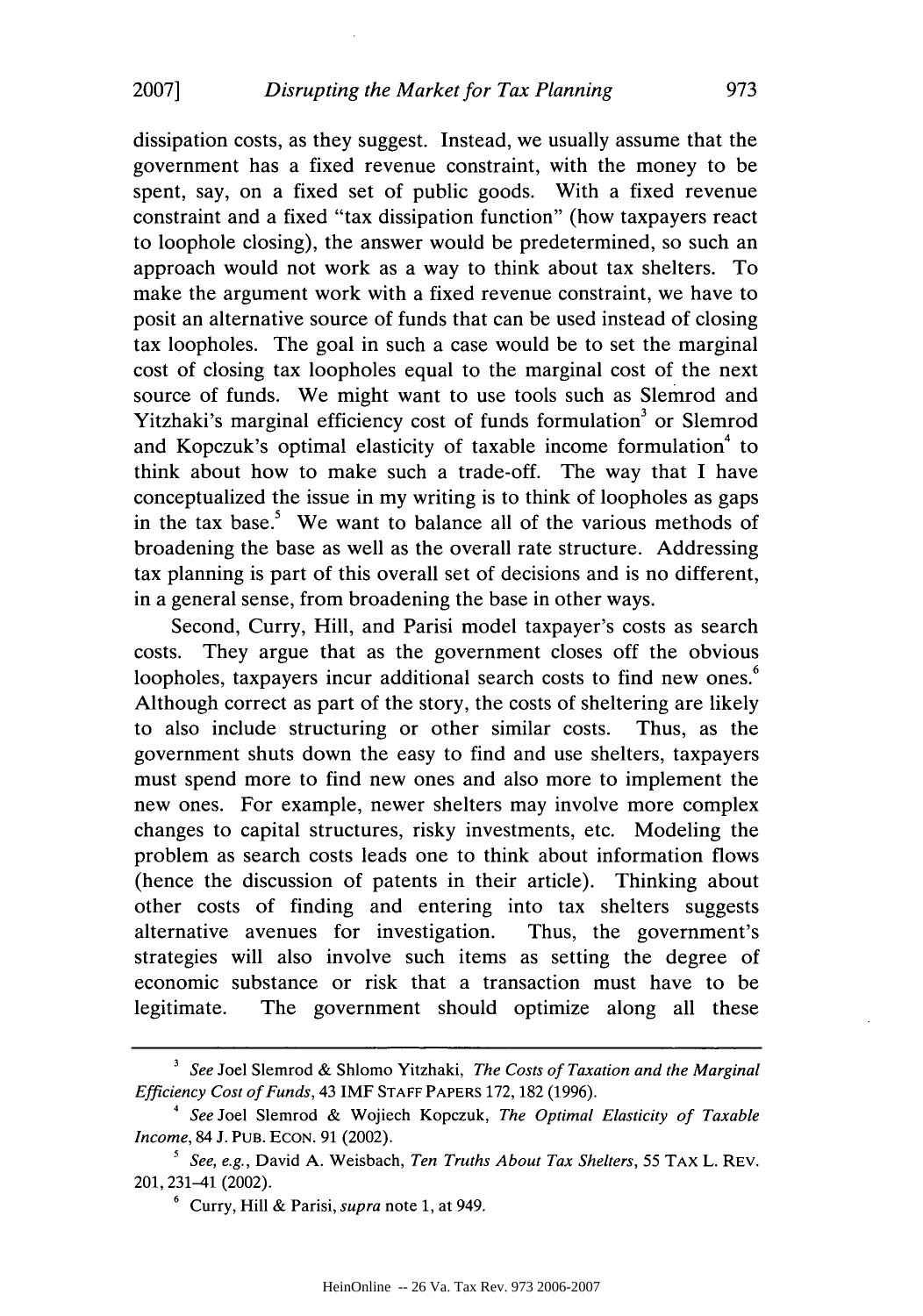dissipation costs, as they suggest. Instead, we usually assume that the government has a fixed revenue constraint, with the money to be spent, say, on a fixed set of public goods. With a fixed revenue constraint and a fixed "tax dissipation function" (how taxpayers react to loophole closing), the answer would be predetermined, so such an approach would not work as a way to think about tax shelters. To make the argument work with a fixed revenue constraint, we have to posit an alternative source of funds that can be used instead of closing tax loopholes. The goal in such a case would be to set the marginal cost of closing tax loopholes equal to the marginal cost of the next source of funds. We might want to use tools such as Slemrod and Yitzhaki's marginal efficiency cost of funds formulation[3] or Slemrod and Kopczuk's optimal elasticity of taxable income formulation[4] to think about how to make such a trade-off. The way that I have conceptualized the issue in my writing is to think of loopholes as gaps in the tax base.[5] We want to balance all of the various methods of broadening the base as well as the overall rate structure. Addressing tax planning is part of this overall set of decisions and is no different, in a general sense, from broadening the base in other ways.

Second, Curry, Hill, and Parisi model taxpayer's costs as search costs. They argue that as the government closes off the obvious loopholes, taxpayers incur additional search costs to find new ones.[6] Although correct as part of the story, the costs of sheltering are likely to also include structuring or other similar costs. Thus, as the government shuts down the easy to find and use shelters, taxpayers must spend more to find new ones and also more to implement the new ones. For example, newer shelters may involve more complex changes to capital structures, risky investments, etc. Modeling the problem as search costs leads one to think about information flows (hence the discussion of patents in their article). Thinking about other costs of finding and entering into tax shelters suggests alternative avenues for investigation. Thus, the government's strategies will also involve such items as setting the degree of economic substance or risk that a transaction must have to be legitimate. The government should optimize along all these

---

[3] *See* Joel Slemrod & Shlomo Yitzhaki, *The Costs of Taxation and the Marginal Efficiency Cost of Funds*, 43 IMF STAFF PAPERS 172, 182 (1996).

[4] *See* Joel Slemrod & Wojiech Kopczuk, *The Optimal Elasticity of Taxable Income*, 84 J. PUB. ECON. 91 (2002).

[5] *See, e.g.*, David A. Weisbach, *Ten Truths About Tax Shelters*, 55 TAX L. REV. 201, 231–41 (2002).

[6] Curry, Hill & Parisi, *supra* note 1, at 949.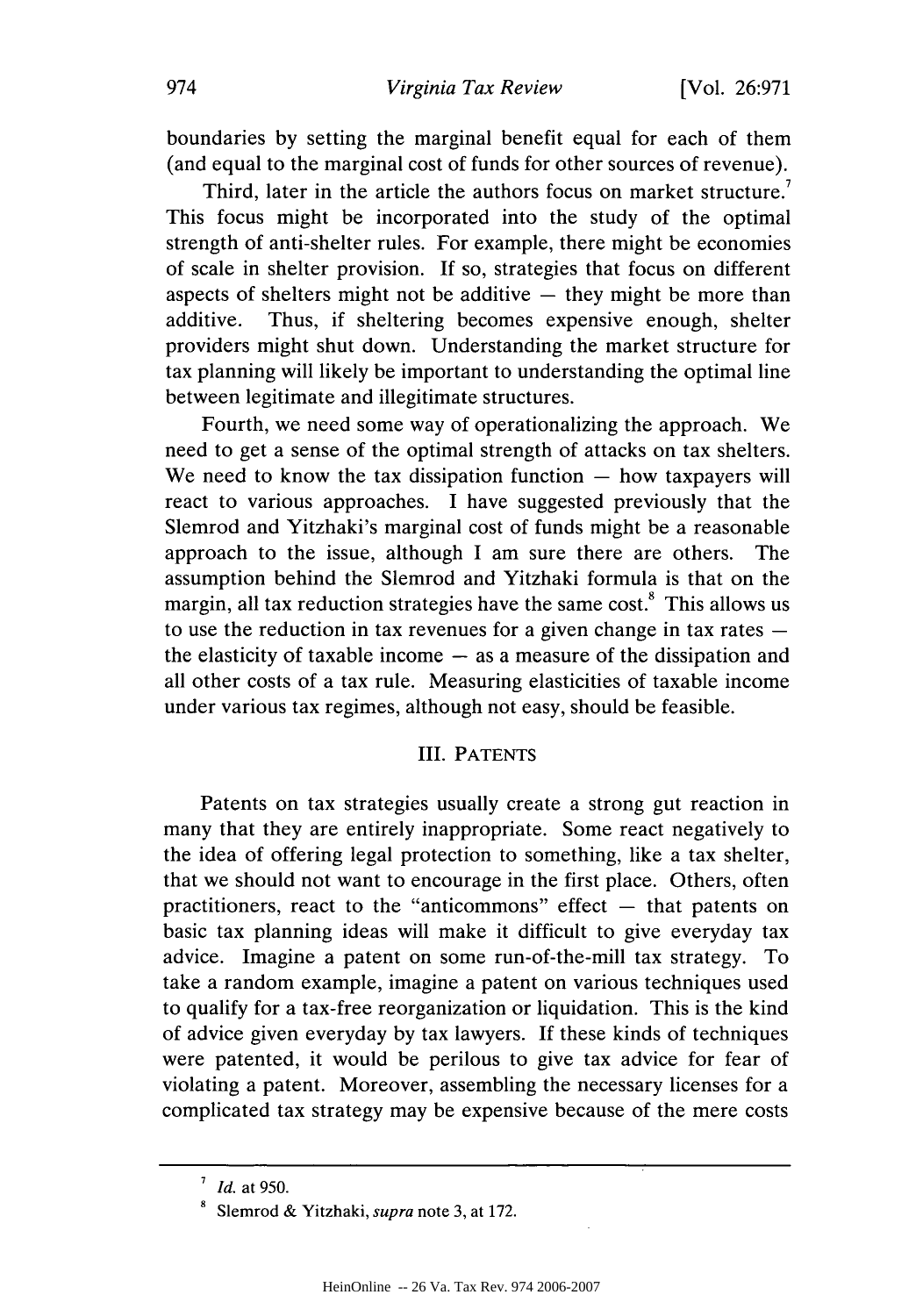boundaries by setting the marginal benefit equal for each of them (and equal to the marginal cost of funds for other sources of revenue).

Third, later in the article the authors focus on market structure.[7] This focus might be incorporated into the study of the optimal strength of anti-shelter rules. For example, there might be economies of scale in shelter provision. If so, strategies that focus on different aspects of shelters might not be additive — they might be more than additive. Thus, if sheltering becomes expensive enough, shelter providers might shut down. Understanding the market structure for tax planning will likely be important to understanding the optimal line between legitimate and illegitimate structures.

Fourth, we need some way of operationalizing the approach. We need to get a sense of the optimal strength of attacks on tax shelters. We need to know the tax dissipation function — how taxpayers will react to various approaches. I have suggested previously that the Slemrod and Yitzhaki's marginal cost of funds might be a reasonable approach to the issue, although I am sure there are others. The assumption behind the Slemrod and Yitzhaki formula is that on the margin, all tax reduction strategies have the same cost.[8] This allows us to use the reduction in tax revenues for a given change in tax rates — the elasticity of taxable income — as a measure of the dissipation and all other costs of a tax rule. Measuring elasticities of taxable income under various tax regimes, although not easy, should be feasible.

## III. PATENTS

Patents on tax strategies usually create a strong gut reaction in many that they are entirely inappropriate. Some react negatively to the idea of offering legal protection to something, like a tax shelter, that we should not want to encourage in the first place. Others, often practitioners, react to the "anticommons" effect — that patents on basic tax planning ideas will make it difficult to give everyday tax advice. Imagine a patent on some run-of-the-mill tax strategy. To take a random example, imagine a patent on various techniques used to qualify for a tax-free reorganization or liquidation. This is the kind of advice given everyday by tax lawyers. If these kinds of techniques were patented, it would be perilous to give tax advice for fear of violating a patent. Moreover, assembling the necessary licenses for a complicated tax strategy may be expensive because of the mere costs

---

[7] *Id.* at 950.

[8] Slemrod & Yitzhaki, *supra* note 3, at 172.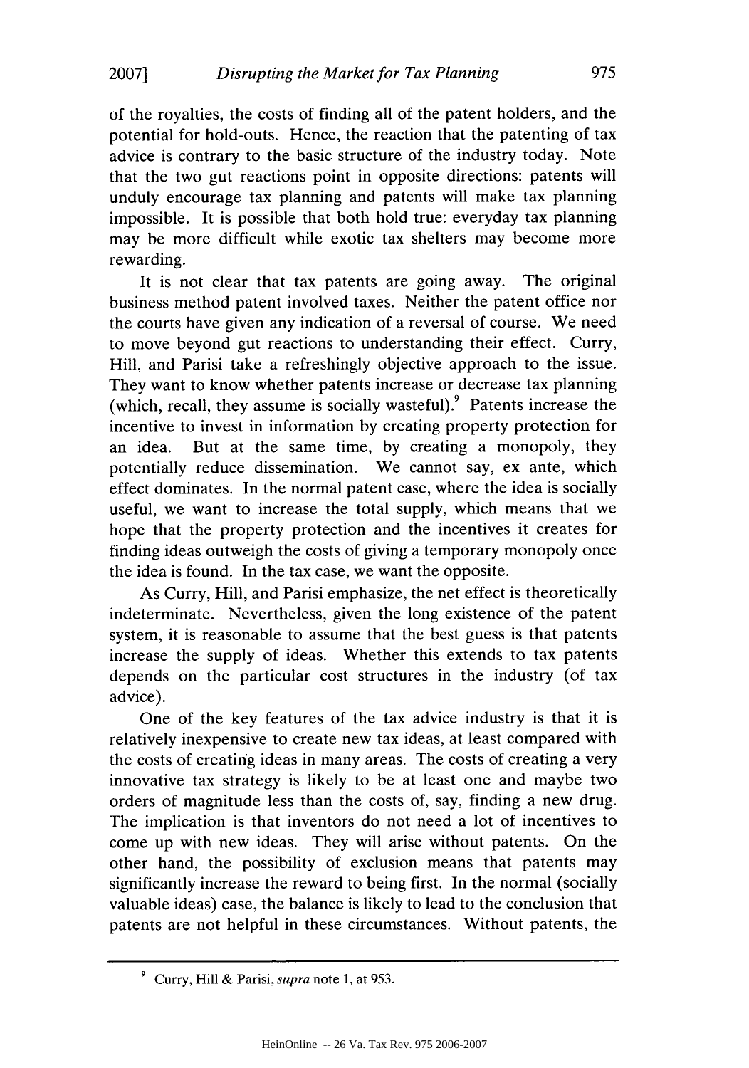of the royalties, the costs of finding all of the patent holders, and the potential for hold-outs. Hence, the reaction that the patenting of tax advice is contrary to the basic structure of the industry today. Note that the two gut reactions point in opposite directions: patents will unduly encourage tax planning and patents will make tax planning impossible. It is possible that both hold true: everyday tax planning may be more difficult while exotic tax shelters may become more rewarding.

It is not clear that tax patents are going away. The original business method patent involved taxes. Neither the patent office nor the courts have given any indication of a reversal of course. We need to move beyond gut reactions to understanding their effect. Curry, Hill, and Parisi take a refreshingly objective approach to the issue. They want to know whether patents increase or decrease tax planning (which, recall, they assume is socially wasteful).[9] Patents increase the incentive to invest in information by creating property protection for an idea. But at the same time, by creating a monopoly, they potentially reduce dissemination. We cannot say, ex ante, which effect dominates. In the normal patent case, where the idea is socially useful, we want to increase the total supply, which means that we hope that the property protection and the incentives it creates for finding ideas outweigh the costs of giving a temporary monopoly once the idea is found. In the tax case, we want the opposite.

As Curry, Hill, and Parisi emphasize, the net effect is theoretically indeterminate. Nevertheless, given the long existence of the patent system, it is reasonable to assume that the best guess is that patents increase the supply of ideas. Whether this extends to tax patents depends on the particular cost structures in the industry (of tax advice).

One of the key features of the tax advice industry is that it is relatively inexpensive to create new tax ideas, at least compared with the costs of creating ideas in many areas. The costs of creating a very innovative tax strategy is likely to be at least one and maybe two orders of magnitude less than the costs of, say, finding a new drug. The implication is that inventors do not need a lot of incentives to come up with new ideas. They will arise without patents. On the other hand, the possibility of exclusion means that patents may significantly increase the reward to being first. In the normal (socially valuable ideas) case, the balance is likely to lead to the conclusion that patents are not helpful in these circumstances. Without patents, the

---

[9] Curry, Hill & Parisi, *supra* note 1, at 953.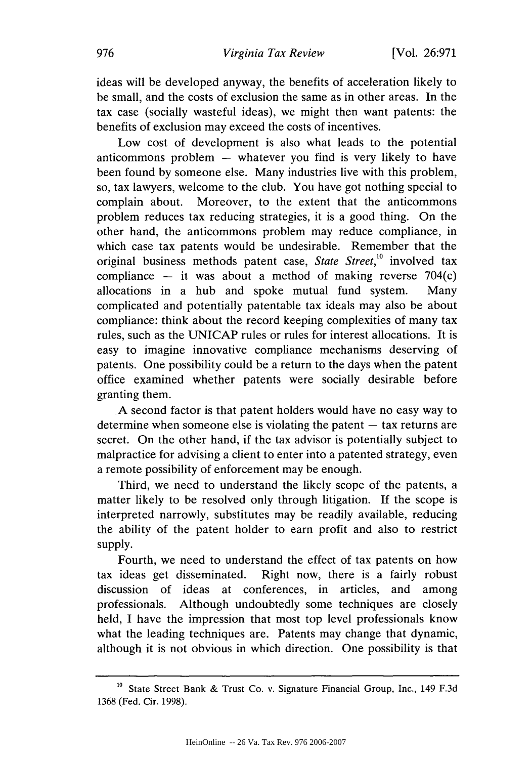ideas will be developed anyway, the benefits of acceleration likely to be small, and the costs of exclusion the same as in other areas. In the tax case (socially wasteful ideas), we might then want patents: the benefits of exclusion may exceed the costs of incentives.

Low cost of development is also what leads to the potential anticommons problem — whatever you find is very likely to have been found by someone else. Many industries live with this problem, so, tax lawyers, welcome to the club. You have got nothing special to complain about. Moreover, to the extent that the anticommons problem reduces tax reducing strategies, it is a good thing. On the other hand, the anticommons problem may reduce compliance, in which case tax patents would be undesirable. Remember that the original business methods patent case, *State Street*,[10] involved tax compliance — it was about a method of making reverse 704(c) allocations in a hub and spoke mutual fund system. Many complicated and potentially patentable tax ideals may also be about compliance: think about the record keeping complexities of many tax rules, such as the UNICAP rules or rules for interest allocations. It is easy to imagine innovative compliance mechanisms deserving of patents. One possibility could be a return to the days when the patent office examined whether patents were socially desirable before granting them.

A second factor is that patent holders would have no easy way to determine when someone else is violating the patent — tax returns are secret. On the other hand, if the tax advisor is potentially subject to malpractice for advising a client to enter into a patented strategy, even a remote possibility of enforcement may be enough.

Third, we need to understand the likely scope of the patents, a matter likely to be resolved only through litigation. If the scope is interpreted narrowly, substitutes may be readily available, reducing the ability of the patent holder to earn profit and also to restrict supply.

Fourth, we need to understand the effect of tax patents on how tax ideas get disseminated. Right now, there is a fairly robust discussion of ideas at conferences, in articles, and among professionals. Although undoubtedly some techniques are closely held, I have the impression that most top level professionals know what the leading techniques are. Patents may change that dynamic, although it is not obvious in which direction. One possibility is that

---

[10] State Street Bank & Trust Co. v. Signature Financial Group, Inc., 149 F.3d 1368 (Fed. Cir. 1998).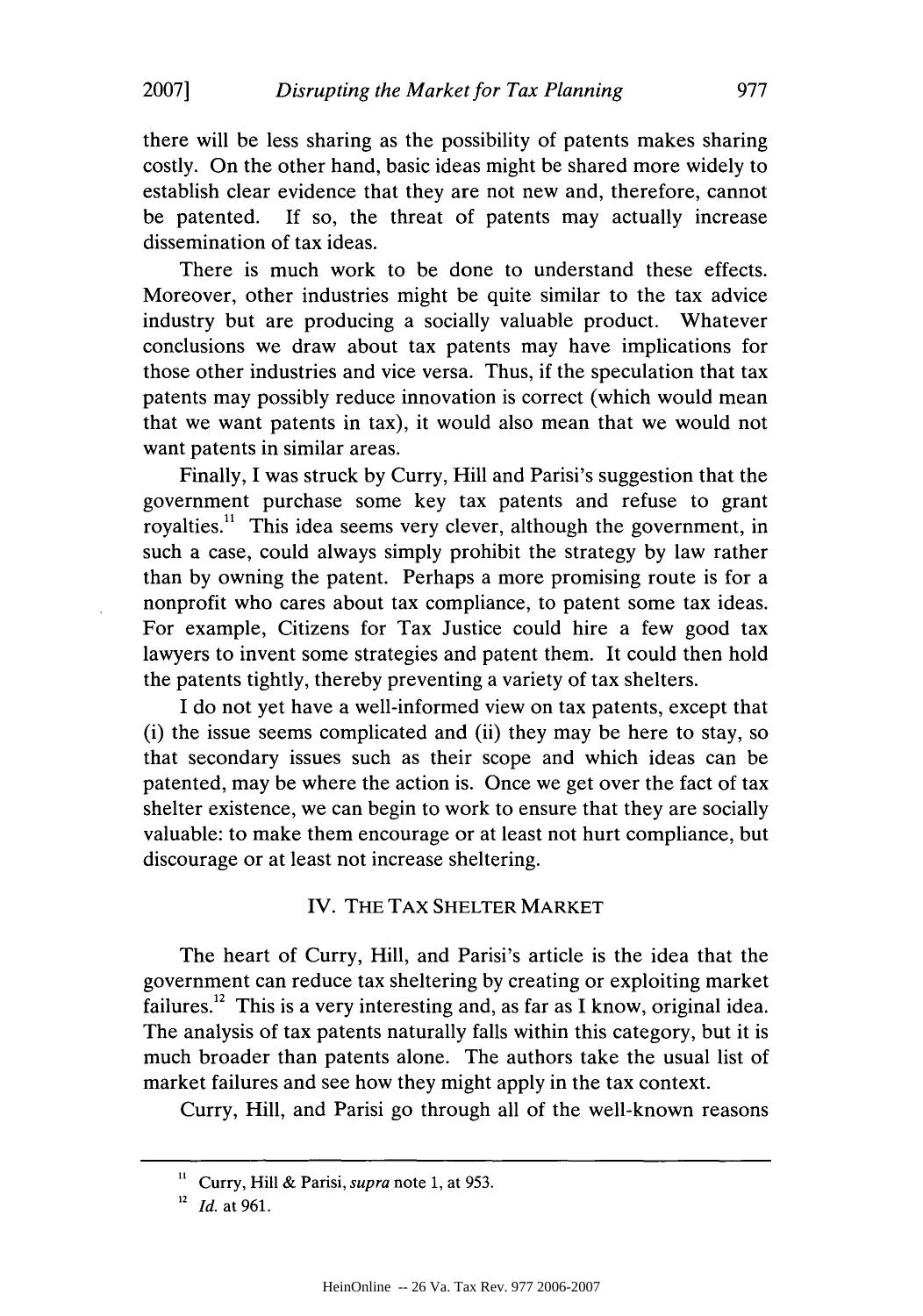there will be less sharing as the possibility of patents makes sharing costly. On the other hand, basic ideas might be shared more widely to establish clear evidence that they are not new and, therefore, cannot be patented. If so, the threat of patents may actually increase dissemination of tax ideas.

There is much work to be done to understand these effects. Moreover, other industries might be quite similar to the tax advice industry but are producing a socially valuable product. Whatever conclusions we draw about tax patents may have implications for those other industries and vice versa. Thus, if the speculation that tax patents may possibly reduce innovation is correct (which would mean that we want patents in tax), it would also mean that we would not want patents in similar areas.

Finally, I was struck by Curry, Hill and Parisi's suggestion that the government purchase some key tax patents and refuse to grant royalties.[11] This idea seems very clever, although the government, in such a case, could always simply prohibit the strategy by law rather than by owning the patent. Perhaps a more promising route is for a nonprofit who cares about tax compliance, to patent some tax ideas. For example, Citizens for Tax Justice could hire a few good tax lawyers to invent some strategies and patent them. It could then hold the patents tightly, thereby preventing a variety of tax shelters.

I do not yet have a well-informed view on tax patents, except that (i) the issue seems complicated and (ii) they may be here to stay, so that secondary issues such as their scope and which ideas can be patented, may be where the action is. Once we get over the fact of tax shelter existence, we can begin to work to ensure that they are socially valuable: to make them encourage or at least not hurt compliance, but discourage or at least not increase sheltering.

## IV. THE TAX SHELTER MARKET

The heart of Curry, Hill, and Parisi's article is the idea that the government can reduce tax sheltering by creating or exploiting market failures.[12] This is a very interesting and, as far as I know, original idea. The analysis of tax patents naturally falls within this category, but it is much broader than patents alone. The authors take the usual list of market failures and see how they might apply in the tax context.

Curry, Hill, and Parisi go through all of the well-known reasons

---

[11] Curry, Hill & Parisi, *supra* note 1, at 953.

[12] *Id.* at 961.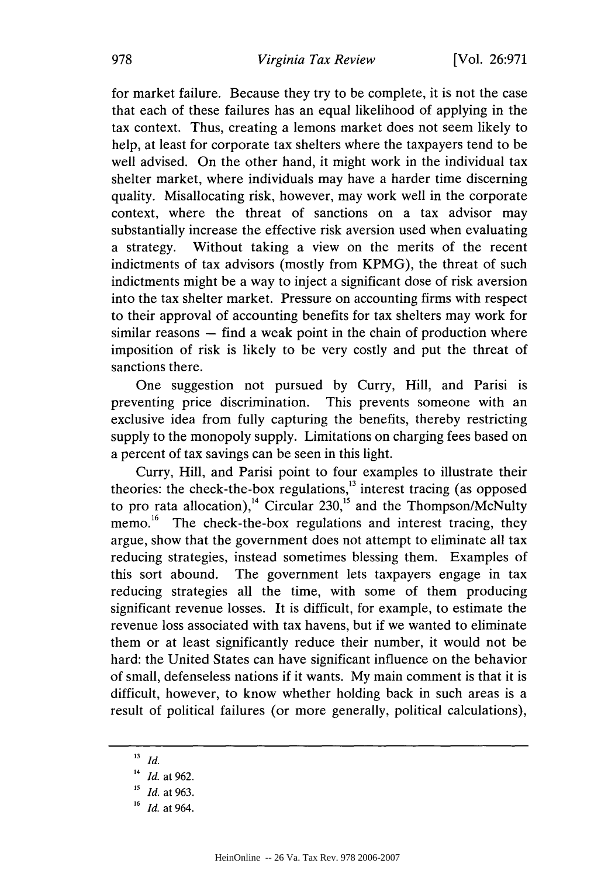for market failure. Because they try to be complete, it is not the case that each of these failures has an equal likelihood of applying in the tax context. Thus, creating a lemons market does not seem likely to help, at least for corporate tax shelters where the taxpayers tend to be well advised. On the other hand, it might work in the individual tax shelter market, where individuals may have a harder time discerning quality. Misallocating risk, however, may work well in the corporate context, where the threat of sanctions on a tax advisor may substantially increase the effective risk aversion used when evaluating a strategy. Without taking a view on the merits of the recent indictments of tax advisors (mostly from KPMG), the threat of such indictments might be a way to inject a significant dose of risk aversion into the tax shelter market. Pressure on accounting firms with respect to their approval of accounting benefits for tax shelters may work for similar reasons — find a weak point in the chain of production where imposition of risk is likely to be very costly and put the threat of sanctions there.

One suggestion not pursued by Curry, Hill, and Parisi is preventing price discrimination. This prevents someone with an exclusive idea from fully capturing the benefits, thereby restricting supply to the monopoly supply. Limitations on charging fees based on a percent of tax savings can be seen in this light.

Curry, Hill, and Parisi point to four examples to illustrate their theories: the check-the-box regulations,[13] interest tracing (as opposed to pro rata allocation),[14] Circular 230,[15] and the Thompson/McNulty memo.[16] The check-the-box regulations and interest tracing, they argue, show that the government does not attempt to eliminate all tax reducing strategies, instead sometimes blessing them. Examples of this sort abound. The government lets taxpayers engage in tax reducing strategies all the time, with some of them producing significant revenue losses. It is difficult, for example, to estimate the revenue loss associated with tax havens, but if we wanted to eliminate them or at least significantly reduce their number, it would not be hard: the United States can have significant influence on the behavior of small, defenseless nations if it wants. My main comment is that it is difficult, however, to know whether holding back in such areas is a result of political failures (or more generally, political calculations),

---

[13] *Id.*

[14] *Id.* at 962.

[15] *Id.* at 963.

[16] *Id.* at 964.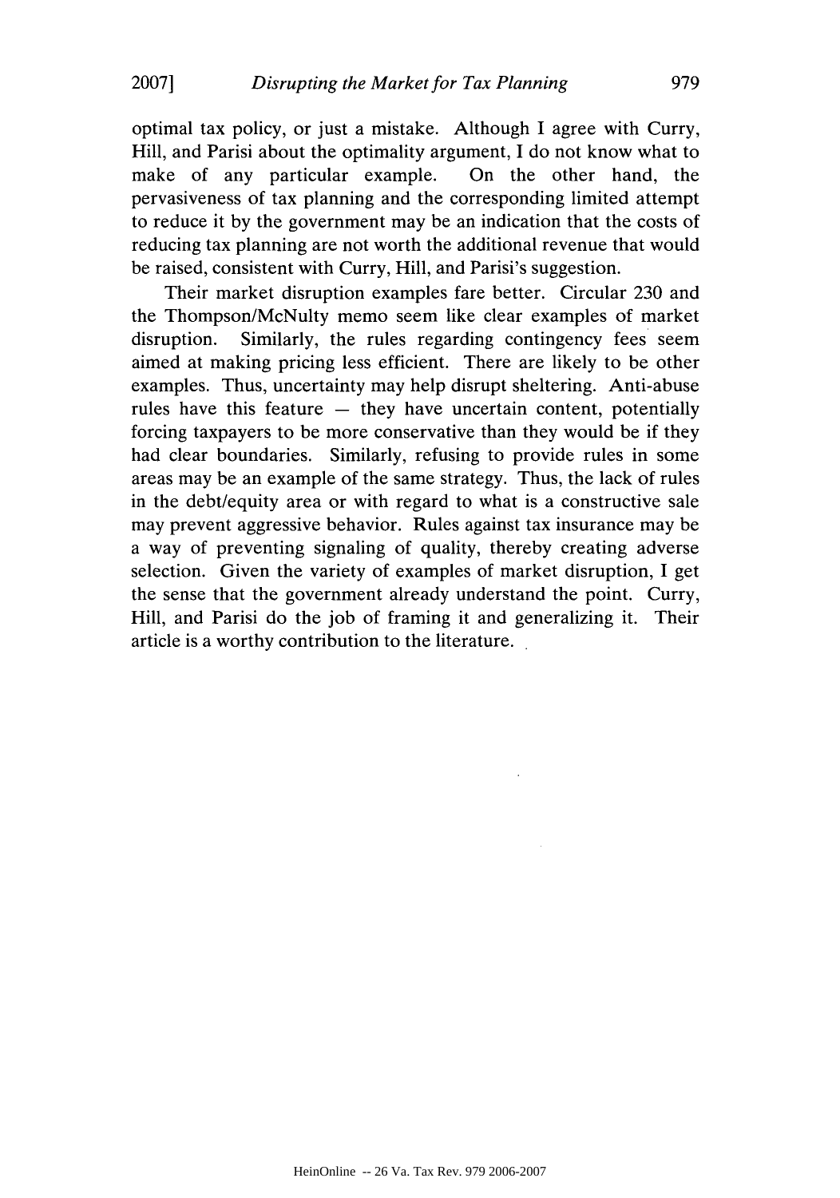optimal tax policy, or just a mistake. Although I agree with Curry, Hill, and Parisi about the optimality argument, I do not know what to make of any particular example. On the other hand, the pervasiveness of tax planning and the corresponding limited attempt to reduce it by the government may be an indication that the costs of reducing tax planning are not worth the additional revenue that would be raised, consistent with Curry, Hill, and Parisi's suggestion.

Their market disruption examples fare better. Circular 230 and the Thompson/McNulty memo seem like clear examples of market disruption. Similarly, the rules regarding contingency fees seem aimed at making pricing less efficient. There are likely to be other examples. Thus, uncertainty may help disrupt sheltering. Anti-abuse rules have this feature — they have uncertain content, potentially forcing taxpayers to be more conservative than they would be if they had clear boundaries. Similarly, refusing to provide rules in some areas may be an example of the same strategy. Thus, the lack of rules in the debt/equity area or with regard to what is a constructive sale may prevent aggressive behavior. Rules against tax insurance may be a way of preventing signaling of quality, thereby creating adverse selection. Given the variety of examples of market disruption, I get the sense that the government already understand the point. Curry, Hill, and Parisi do the job of framing it and generalizing it. Their article is a worthy contribution to the literature.